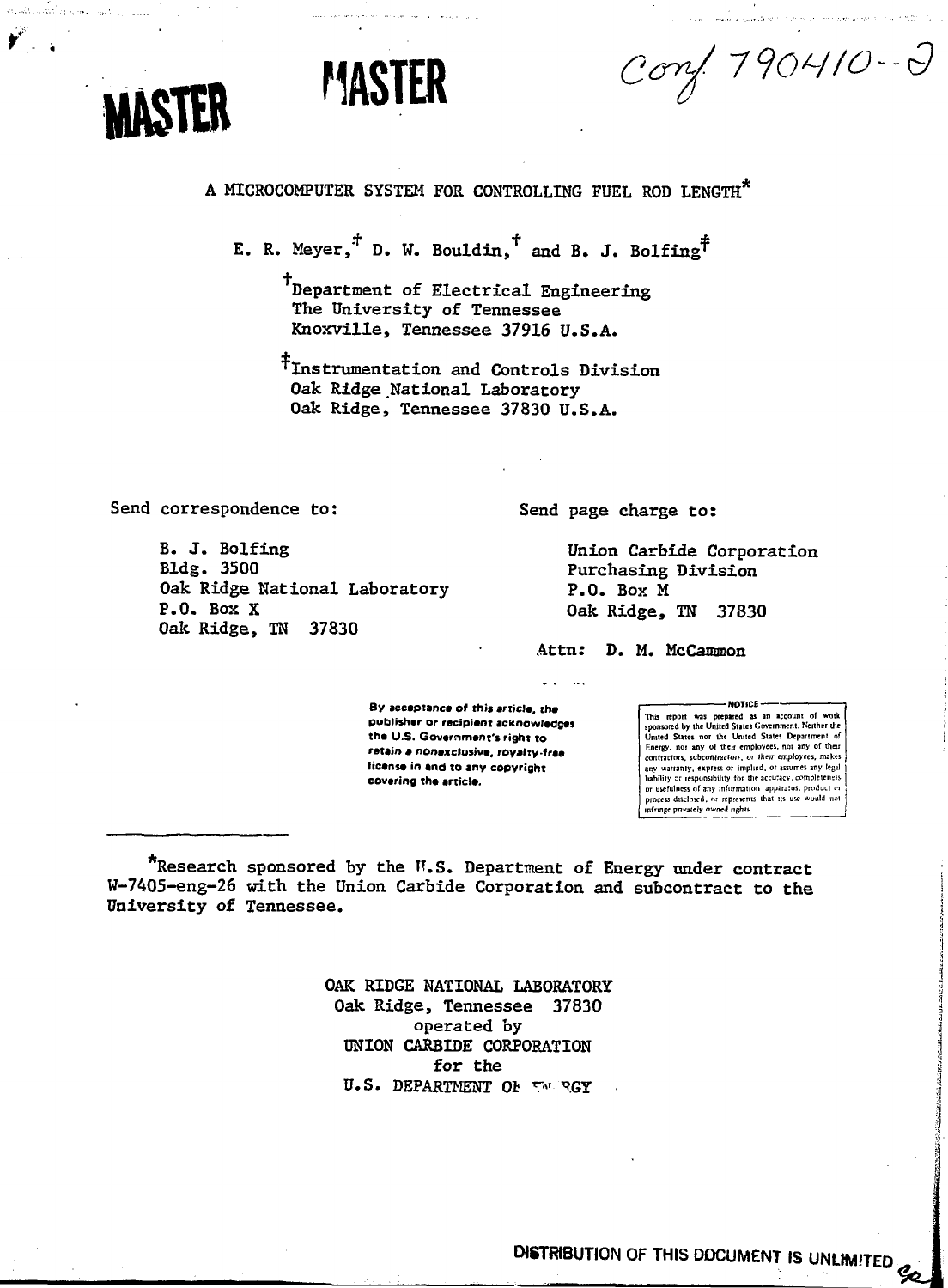MASTER

MASTER

Conf. 790410--2

# A MICROCOMPUTER SYSTEM FOR CONTROLLING FUEL ROD LENGTH*

E. R. Meyer,[‡] D. W. Bouldin,[†] and B. J. Bolfing[‡]

[†]Department of Electrical Engineering
The University of Tennessee
Knoxville, Tennessee 37916 U.S.A.

[‡]Instrumentation and Controls Division
Oak Ridge National Laboratory
Oak Ridge, Tennessee 37830 U.S.A.

Send correspondence to:

B. J. Bolfing
Bldg. 3500
Oak Ridge National Laboratory
P.O. Box X
Oak Ridge, TN 37830

Send page charge to:

Union Carbide Corporation
Purchasing Division
P.O. Box M
Oak Ridge, TN 37830

Attn: D. M. McCammon

**By acceptance of this article, the publisher or recipient acknowledges the U.S. Government's right to retain a nonexclusive, royalty-free license in and to any copyright covering the article.**

NOTICE
This report was prepared as an account of work sponsored by the United States Government. Neither the United States nor the United States Department of Energy, nor any of their employees, nor any of their contractors, subcontractors, or their employees, makes any warranty, express or implied, or assumes any legal liability or responsibility for the accuracy, completeness or usefulness of any information, apparatus, product or process disclosed, or represents that its use would not infringe privately owned rights.

---

*Research sponsored by the U.S. Department of Energy under contract W-7405-eng-26 with the Union Carbide Corporation and subcontract to the University of Tennessee.

OAK RIDGE NATIONAL LABORATORY
Oak Ridge, Tennessee 37830
operated by
UNION CARBIDE CORPORATION
for the
U.S. DEPARTMENT OF ENERGY

DISTRIBUTION OF THIS DOCUMENT IS UNLIMITED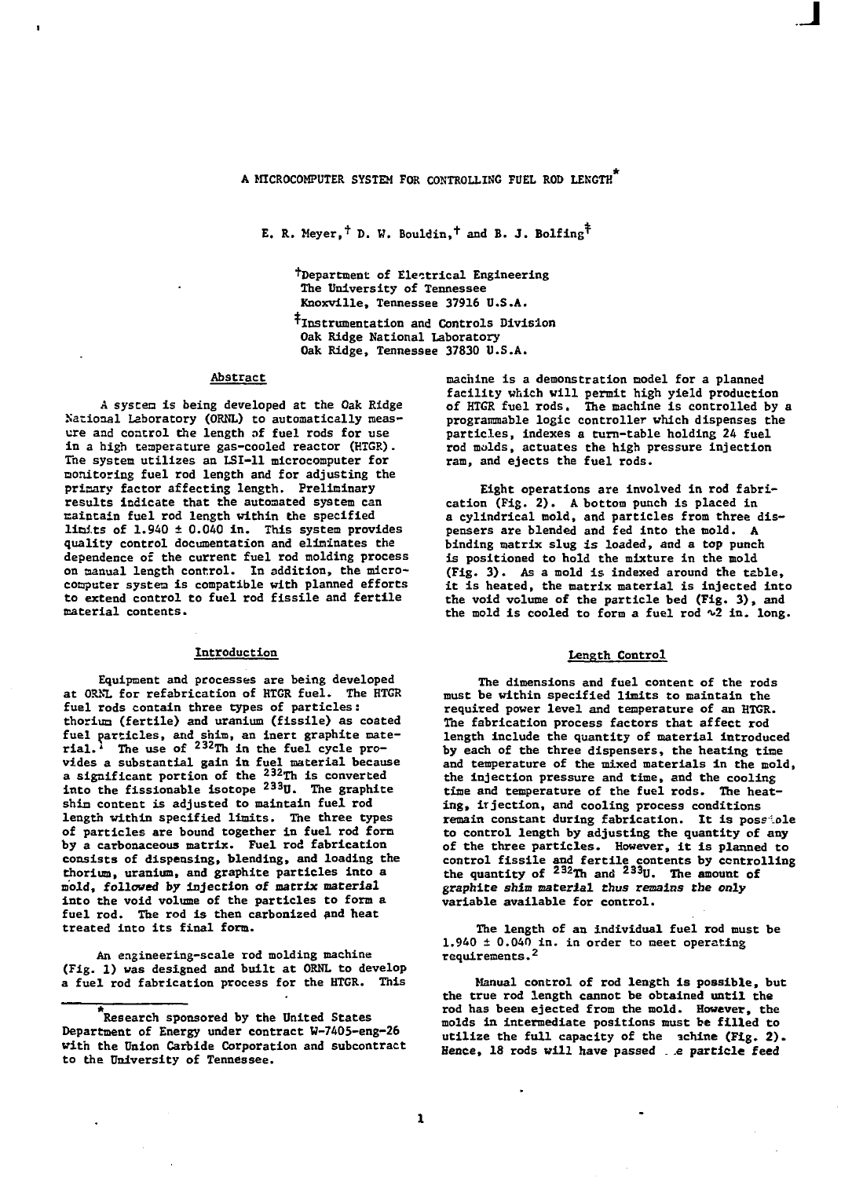# A MICROCOMPUTER SYSTEM FOR CONTROLLING FUEL ROD LENGTH*

E. R. Meyer,† D. W. Bouldin,† and B. J. Bolfing‡

†Department of Electrical Engineering
The University of Tennessee
Knoxville, Tennessee 37916 U.S.A.

‡Instrumentation and Controls Division
Oak Ridge National Laboratory
Oak Ridge, Tennessee 37830 U.S.A.

## Abstract

A system is being developed at the Oak Ridge National Laboratory (ORNL) to automatically measure and control the length of fuel rods for use in a high temperature gas-cooled reactor (HTGR). The system utilizes an LSI-11 microcomputer for monitoring fuel rod length and for adjusting the primary factor affecting length. Preliminary results indicate that the automated system can maintain fuel rod length within the specified limits of 1.940 ± 0.040 in. This system provides quality control documentation and eliminates the dependence of the current fuel rod molding process on manual length control. In addition, the microcomputer system is compatible with planned efforts to extend control to fuel rod fissile and fertile material contents.

## Introduction

Equipment and processes are being developed at ORNL for refabrication of HTGR fuel. The HTGR fuel rods contain three types of particles: thorium (fertile) and uranium (fissile) as coated fuel particles, and shim, an inert graphite material.[1] The use of $^{232}$Th in the fuel cycle provides a substantial gain in fuel material because a significant portion of the $^{232}$Th is converted into the fissionable isotope $^{233}$U. The graphite shim content is adjusted to maintain fuel rod length within specified limits. The three types of particles are bound together in fuel rod form by a carbonaceous matrix. Fuel rod fabrication consists of dispensing, blending, and loading the thorium, uranium, and graphite particles into a mold, *followed by injection of matrix material* into the void volume of the particles to form a fuel rod. The rod is then carbonized and heat treated into its final form.

An engineering-scale rod molding machine (Fig. 1) was designed and built at ORNL to develop a fuel rod fabrication process for the HTGR. This machine is a demonstration model for a planned facility which will permit high yield production of HTGR fuel rods. The machine is controlled by a programmable logic controller which dispenses the particles, indexes a turn-table holding 24 fuel rod molds, actuates the high pressure injection ram, and ejects the fuel rods.

Eight operations are involved in rod fabrication (Fig. 2). A bottom punch is placed in a cylindrical mold, and particles from three dispensers are blended and fed into the mold. A binding matrix slug is loaded, and a top punch is positioned to hold the mixture in the mold (Fig. 3). As a mold is indexed around the table, it is heated, the matrix material is injected into the void volume of the particle bed (Fig. 3), and the mold is cooled to form a fuel rod ~2 in. long.

## Length Control

The dimensions and fuel content of the rods must be within specified limits to maintain the required power level and temperature of an HTGR. The fabrication process factors that affect rod length include the quantity of material introduced by each of the three dispensers, the heating time and temperature of the mixed materials in the mold, the injection pressure and time, and the cooling time and temperature of the fuel rods. The heating, injection, and cooling process conditions remain constant during fabrication. It is possible to control length by adjusting the quantity of any of the three particles. However, it is planned to control fissile and fertile contents by controlling the quantity of $^{232}$Th and $^{233}$U. The amount of *graphite shim material thus remains the only* variable available for control.

The length of an individual fuel rod must be 1.940 ± 0.040 in. in order to meet operating requirements.[2]

Manual control of rod length is possible, but the true rod length cannot be obtained until the rod has been ejected from the mold. However, the molds in intermediate positions must be filled to utilize the full capacity of the machine (Fig. 2). Hence, 18 rods will have passed the *particle feed*

*Research sponsored by the United States Department of Energy under contract W-7405-eng-26 with the Union Carbide Corporation and subcontract to the University of Tennessee.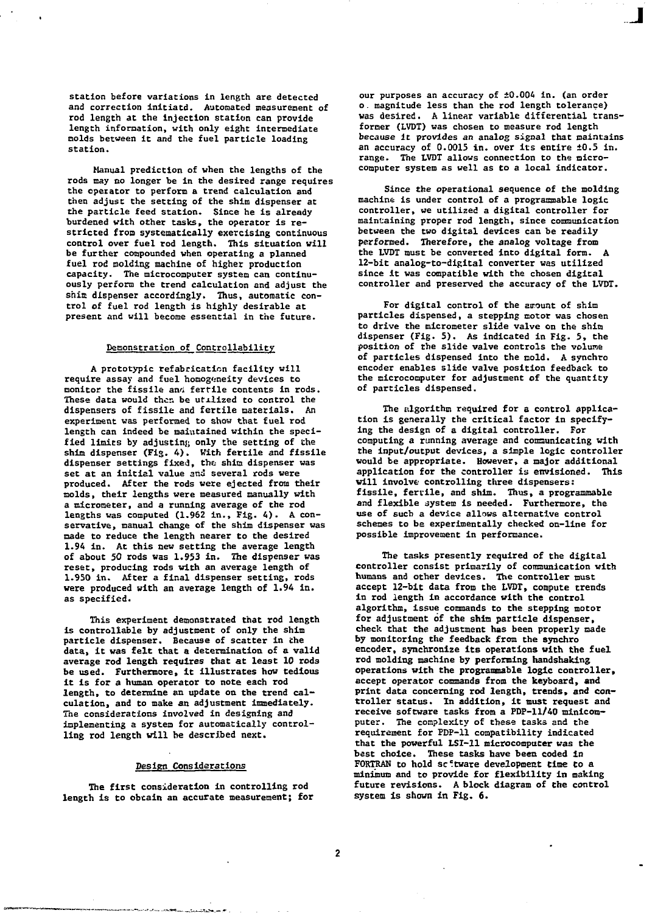station before variations in length are detected and correction initiatd. Automated measurement of rod length at the injection station can provide length information, with only eight intermediate molds between it and the fuel particle loading station.

Manual prediction of when the lengths of the rods may no longer be in the desired range requires the operator to perform a trend calculation and then adjust the setting of the shim dispenser at the particle feed station. Since he is already burdened with other tasks, the operator is restricted from systematically exercising continuous control over fuel rod length. This situation will be further compounded when operating a planned fuel rod molding machine of higher production capacity. The microcomputer system can continuously perform the trend calculation and adjust the shim dispenser accordingly. Thus, automatic control of fuel rod length is highly desirable at present and will become essential in the future.

## Demonstration of Controllability

A prototypic refabrication facility will require assay and fuel homogeneity devices to monitor the fissile and fertile contents in rods. These data would then be utilized to control the dispensers of fissile and fertile materials. An experiment was performed to show that fuel rod length can indeed be maintained within the specified limits by adjusting only the setting of the shim dispenser (Fig. 4). With fertile and fissile dispenser settings fixed, the shim dispenser was set at an initial value and several rods were produced. After the rods were ejected from their molds, their lengths were measured manually with a micrometer, and a running average of the rod lengths was computed (1.962 in., Fig. 4). A conservative, manual change of the shim dispenser was made to reduce the length nearer to the desired 1.94 in. At this new setting the average length of about 50 rods was 1.953 in. The dispenser was reset, producing rods with an average length of 1.950 in. After a final dispenser setting, rods were produced with an average length of 1.94 in. as specified.

This experiment demonstrated that rod length is controllable by adjustment of only the shim particle dispenser. Because of scatter in the data, it was felt that a determination of a valid average rod length requires that at least 10 rods be used. Furthermore, it illustrates how tedious it is for a human operator to note each rod length, to determine an update on the trend calculation, and to make an adjustment immediately. The considerations involved in designing and implementing a system for automatically controlling rod length will be described next.

## Design Considerations

The first consideration in controlling rod length is to obtain an accurate measurement; for our purposes an accuracy of ±0.004 in. (an order of magnitude less than the rod length tolerance) was desired. A linear variable differential transformer (LVDT) was chosen to measure rod length because it provides an analog signal that maintains an accuracy of 0.0015 in. over its entire ±0.5 in. range. The LVDT allows connection to the microcomputer system as well as to a local indicator.

Since the operational sequence of the molding machine is under control of a programmable logic controller, we utilized a digital controller for maintaining proper rod length, since communication between the two digital devices can be readily performed. Therefore, the analog voltage from the LVDT must be converted into digital form. A 12-bit analog-to-digital converter was utilized since it was compatible with the chosen digital controller and preserved the accuracy of the LVDT.

For digital control of the amount of shim particles dispensed, a stepping motor was chosen to drive the micrometer slide valve on the shim dispenser (Fig. 5). As indicated in Fig. 5, the position of the slide valve controls the volume of particles dispensed into the mold. A synchro encoder enables slide valve position feedback to the microcomputer for adjustment of the quantity of particles dispensed.

The algorithm required for a control application is generally the critical factor in specifying the design of a digital controller. For computing a running average and communicating with the input/output devices, a simple logic controller would be appropriate. However, a major additional application for the controller is envisioned. This will involve controlling three dispensers: fissile, fertile, and shim. Thus, a programmable and flexible system is needed. Furthermore, the use of such a device allows alternative control schemes to be experimentally checked on-line for possible improvement in performance.

The tasks presently required of the digital controller consist primarily of communication with humans and other devices. The controller must accept 12-bit data from the LVDT, compute trends in rod length in accordance with the control algorithm, issue commands to the stepping motor for adjustment of the shim particle dispenser, check that the adjustment has been properly made by monitoring the feedback from the synchro encoder, synchronize its operations with the fuel rod molding machine by performing handshaking operations with the programmable logic controller, accept operator commands from the keyboard, and print data concerning rod length, trends, and controller status. In addition, it must request and receive software tasks from a PDP-11/40 minicomputer. The complexity of these tasks and the requirement for PDP-11 compatibility indicated that the powerful LSI-11 microcomputer was the best choice. These tasks have been coded in FORTRAN to hold software development time to a minimum and to provide for flexibility in making future revisions. A block diagram of the control system is shown in Fig. 6.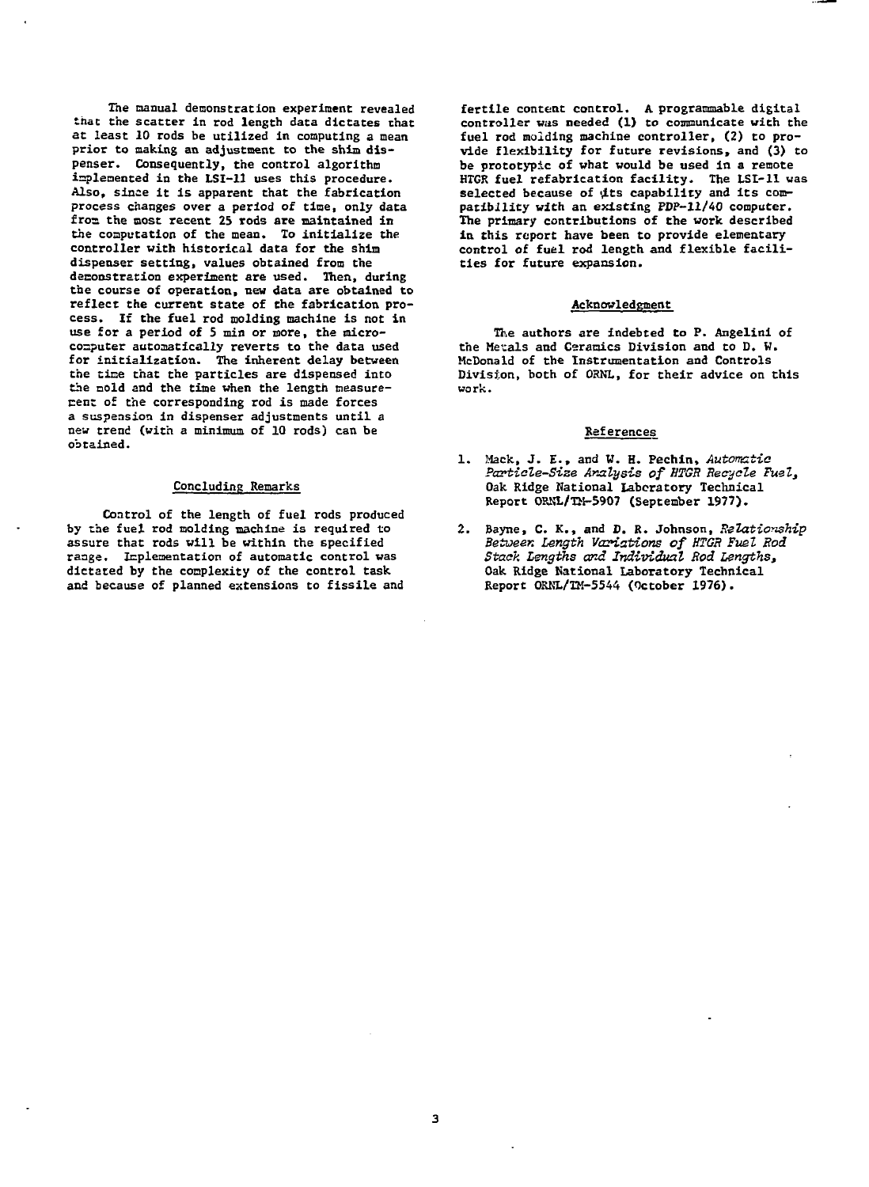The manual demonstration experiment revealed that the scatter in rod length data dictates that at least 10 rods be utilized in computing a mean prior to making an adjustment to the shim dispenser. Consequently, the control algorithm implemented in the LSI-11 uses this procedure. Also, since it is apparent that the fabrication process changes over a period of time, only data from the most recent 25 rods are maintained in the computation of the mean. To initialize the controller with historical data for the shim dispenser setting, values obtained from the demonstration experiment are used. Then, during the course of operation, new data are obtained to reflect the current state of the fabrication process. If the fuel rod molding machine is not in use for a period of 5 min or more, the microcomputer automatically reverts to the data used for initialization. The inherent delay between the time that the particles are dispensed into the mold and the time when the length measurement of the corresponding rod is made forces a suspension in dispenser adjustments until a new trend (with a minimum of 10 rods) can be obtained.

## Concluding Remarks

Control of the length of fuel rods produced by the fuel rod molding machine is required to assure that rods will be within the specified range. Implementation of automatic control was dictated by the complexity of the control task and because of planned extensions to fissile and fertile content control. A programmable digital controller was needed (1) to communicate with the fuel rod molding machine controller, (2) to provide flexibility for future revisions, and (3) to be prototypic of what would be used in a remote HTGR fuel refabrication facility. The LSI-11 was selected because of its capability and its compatibility with an existing PDP-11/40 computer. The primary contributions of the work described in this report have been to provide elementary control of fuel rod length and flexible facilities for future expansion.

## Acknowledgment

The authors are indebted to P. Angelini of the Metals and Ceramics Division and to D. W. McDonald of the Instrumentation and Controls Division, both of ORNL, for their advice on this work.

## References

1. Mack, J. E., and W. H. Pechin, *Automatic Particle-Size Analysis of HTGR Recycle Fuel*, Oak Ridge National Laboratory Technical Report ORNL/TM-5907 (September 1977).

2. Bayne, C. K., and D. R. Johnson, *Relationship Between Length Variations of HTGR Fuel Rod Stack Lengths and Individual Rod Lengths*, Oak Ridge National Laboratory Technical Report ORNL/TM-5544 (October 1976).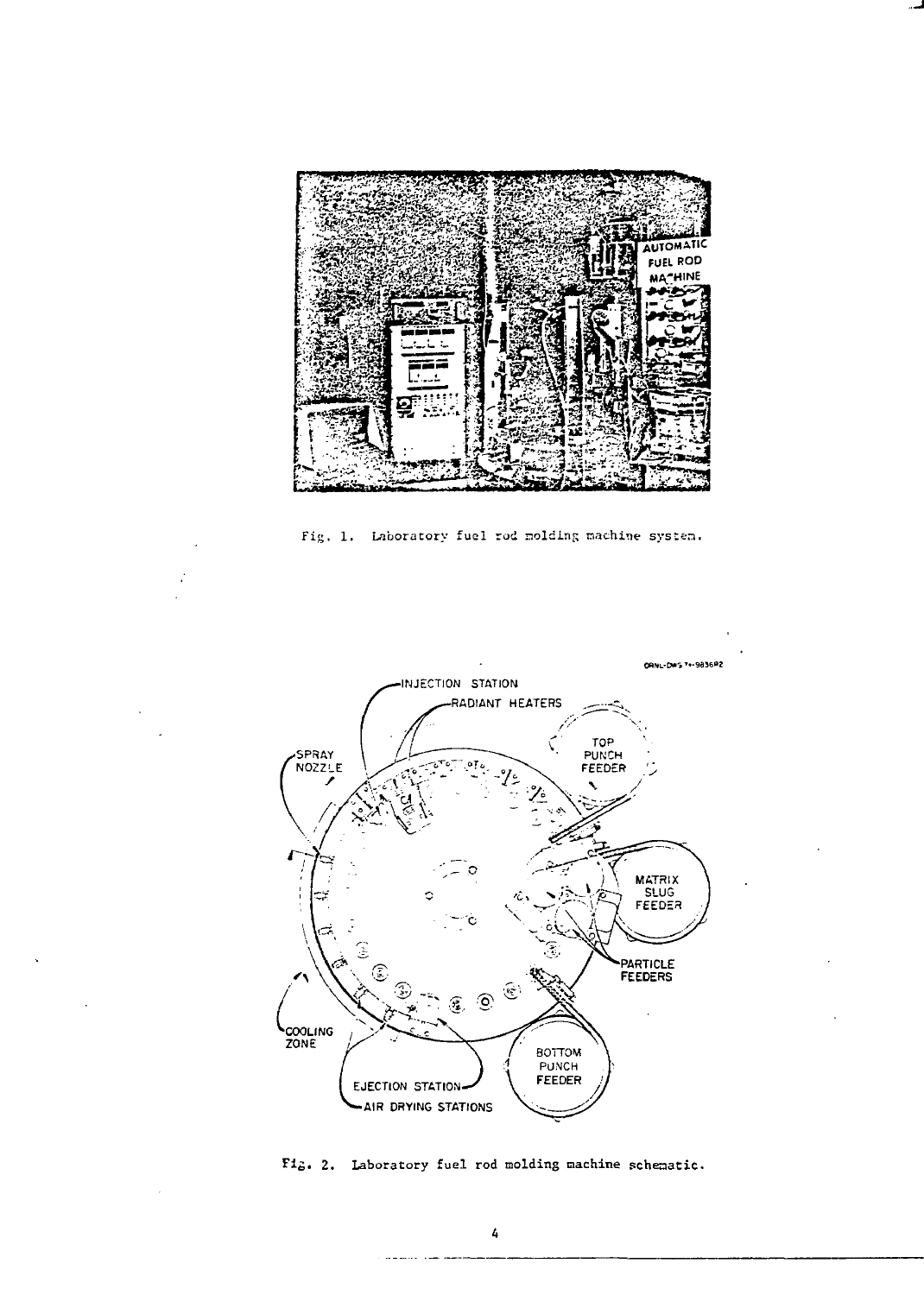Fig. 1. Laboratory fuel rod molding machine system.

Fig. 2. Laboratory fuel rod molding machine schematic.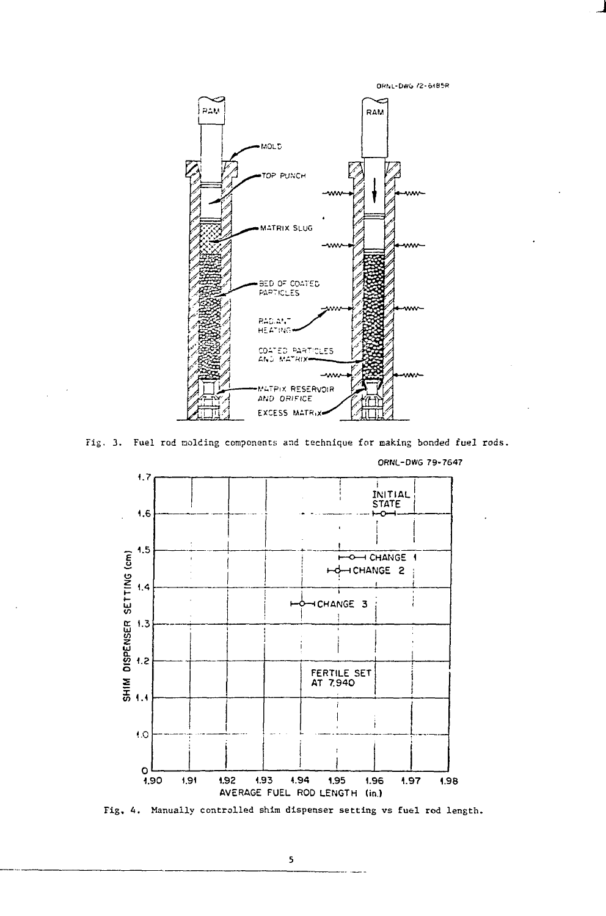Fig. 3. Fuel rod molding components and technique for making bonded fuel rods.

Fig. 4. Manually controlled shim dispenser setting vs fuel rod length.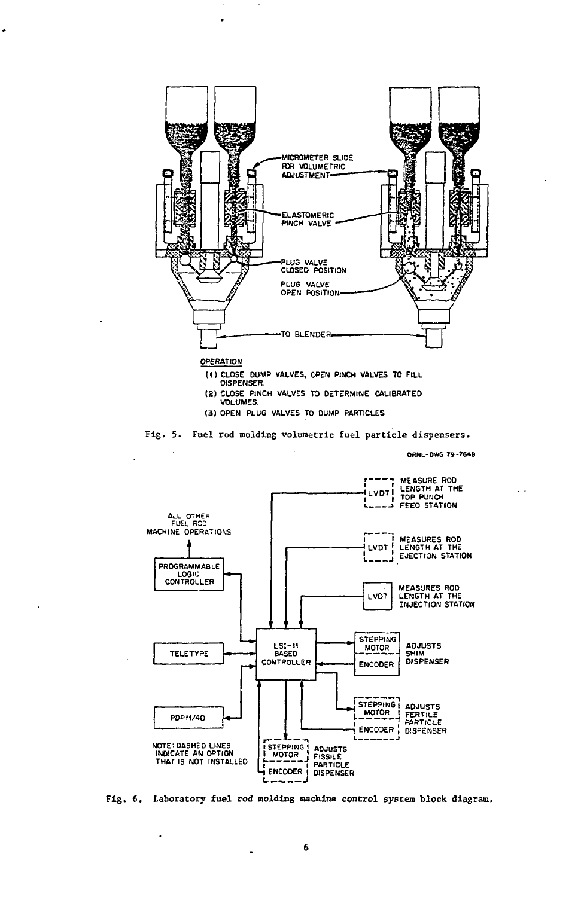MICROMETER SLIDE FOR VOLUMETRIC ADJUSTMENT

ELASTOMERIC PINCH VALVE

PLUG VALVE CLOSED POSITION

PLUG VALVE OPEN POSITION

TO BLENDER

OPERATION

(1) CLOSE DUMP VALVES, OPEN PINCH VALVES TO FILL DISPENSER.

(2) CLOSE PINCH VALVES TO DETERMINE CALIBRATED VOLUMES.

(3) OPEN PLUG VALVES TO DUMP PARTICLES

Fig. 5. Fuel rod molding volumetric fuel particle dispensers.

ORNL-DWG 79-7648

LVDT MEASURE ROD LENGTH AT THE TOP PUNCH FEED STATION

LVDT MEASURES ROD LENGTH AT THE EJECTION STATION

LVDT MEASURES ROD LENGTH AT THE INJECTION STATION

ALL OTHER FUEL ROD MACHINE OPERATIONS

PROGRAMMABLE LOGIC CONTROLLER

TELETYPE

LSI-11 BASED CONTROLLER

STEPPING MOTOR / ENCODER ADJUSTS SHIM DISPENSER

STEPPING MOTOR / ENCODER ADJUSTS FERTILE PARTICLE DISPENSER

PDP11/40

NOTE: DASHED LINES INDICATE AN OPTION THAT IS NOT INSTALLED

STEPPING MOTOR / ENCODER ADJUSTS FISSILE PARTICLE DISPENSER

Fig. 6. Laboratory fuel rod molding machine control system block diagram.